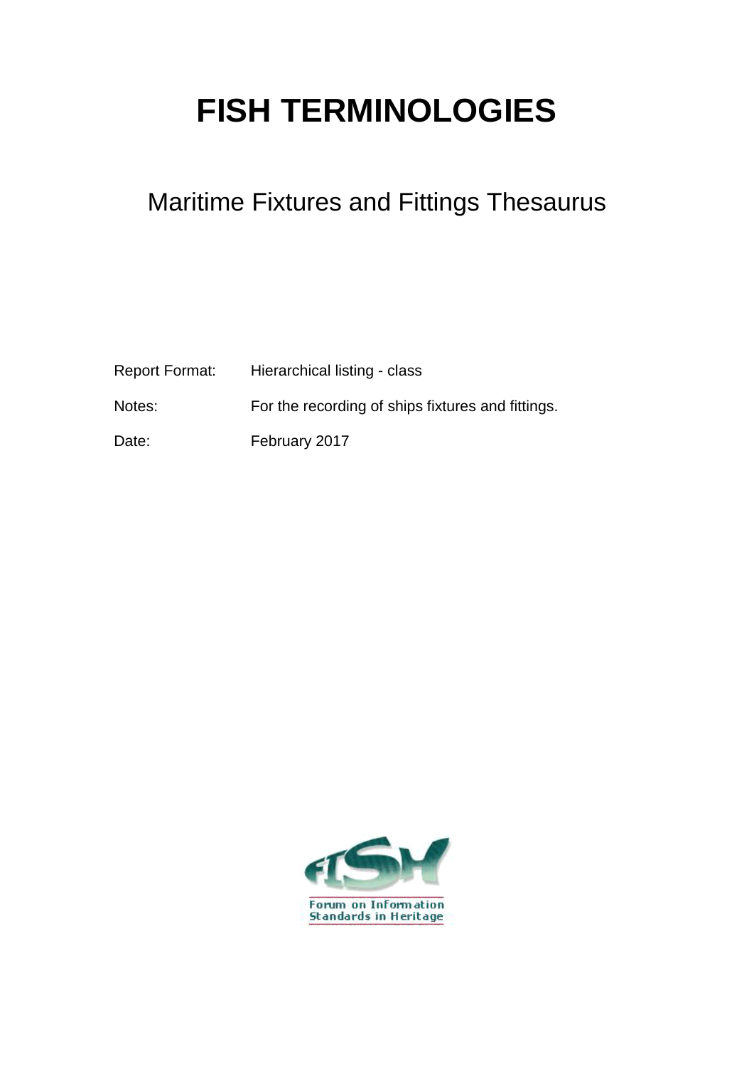# FISH TERMINOLOGIES

## Maritime Fixtures and Fittings Thesaurus

Report Format: Hierarchical listing - class

Notes: For the recording of ships fixtures and fittings.

Date: February 2017

Forum on Information Standards in Heritage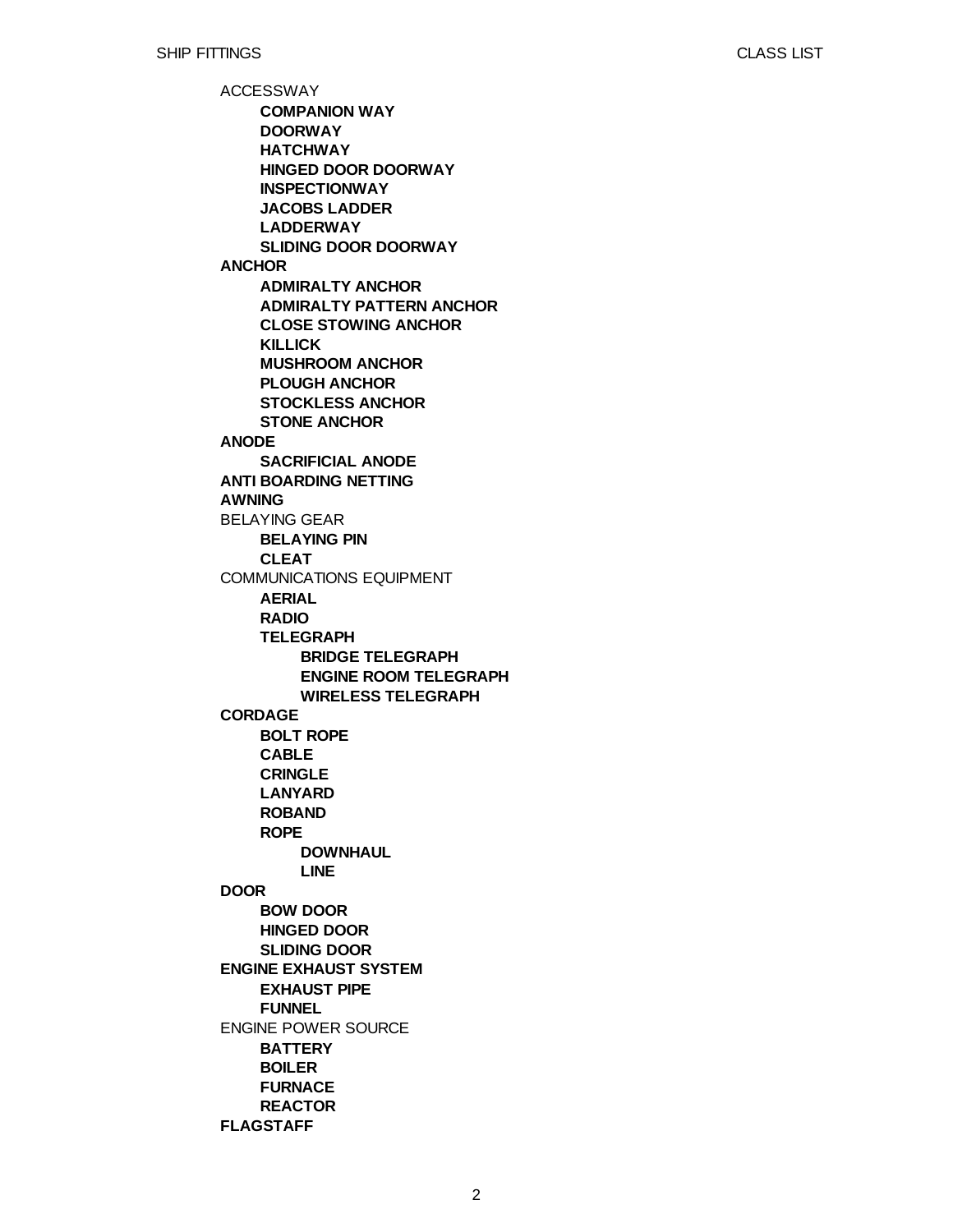ACCESSWAY

- **COMPANION WAY**
- **DOORWAY**
- **HATCHWAY**
- **HINGED DOOR DOORWAY**
- **INSPECTIONWAY**
- **JACOBS LADDER**
- **LADDERWAY**
- **SLIDING DOOR DOORWAY**

**ANCHOR**

- **ADMIRALTY ANCHOR**
- **ADMIRALTY PATTERN ANCHOR**
- **CLOSE STOWING ANCHOR**
- **KILLICK**
- **MUSHROOM ANCHOR**
- **PLOUGH ANCHOR**
- **STOCKLESS ANCHOR**
- **STONE ANCHOR**

**ANODE**

- **SACRIFICIAL ANODE**

**ANTI BOARDING NETTING**

**AWNING**

BELAYING GEAR

- **BELAYING PIN**
- **CLEAT**

COMMUNICATIONS EQUIPMENT

- **AERIAL**
- **RADIO**
- **TELEGRAPH**
  - **BRIDGE TELEGRAPH**
  - **ENGINE ROOM TELEGRAPH**
  - **WIRELESS TELEGRAPH**

**CORDAGE**

- **BOLT ROPE**
- **CABLE**
- **CRINGLE**
- **LANYARD**
- **ROBAND**
- **ROPE**
  - **DOWNHAUL**
  - **LINE**

**DOOR**

- **BOW DOOR**
- **HINGED DOOR**
- **SLIDING DOOR**

**ENGINE EXHAUST SYSTEM**

- **EXHAUST PIPE**
- **FUNNEL**

ENGINE POWER SOURCE

- **BATTERY**
- **BOILER**
- **FURNACE**
- **REACTOR**

**FLAGSTAFF**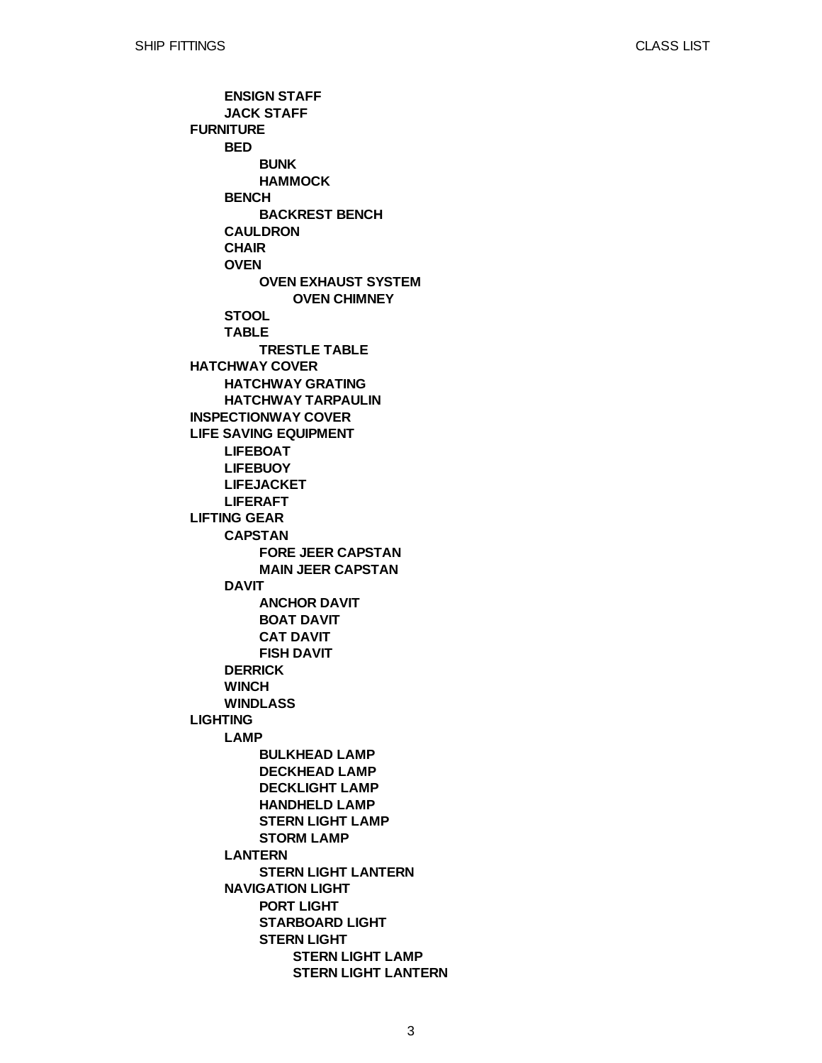- **ENSIGN STAFF**
- **JACK STAFF**

**FURNITURE**

- **BED**
  - **BUNK**
  - **HAMMOCK**
- **BENCH**
  - **BACKREST BENCH**
- **CAULDRON**
- **CHAIR**
- **OVEN**
  - **OVEN EXHAUST SYSTEM**
    - **OVEN CHIMNEY**
- **STOOL**
- **TABLE**
  - **TRESTLE TABLE**

**HATCHWAY COVER**

- **HATCHWAY GRATING**
- **HATCHWAY TARPAULIN**

**INSPECTIONWAY COVER**

**LIFE SAVING EQUIPMENT**

- **LIFEBOAT**
- **LIFEBUOY**
- **LIFEJACKET**
- **LIFERAFT**

**LIFTING GEAR**

- **CAPSTAN**
  - **FORE JEER CAPSTAN**
  - **MAIN JEER CAPSTAN**
- **DAVIT**
  - **ANCHOR DAVIT**
  - **BOAT DAVIT**
  - **CAT DAVIT**
  - **FISH DAVIT**
- **DERRICK**
- **WINCH**
- **WINDLASS**

**LIGHTING**

- **LAMP**
  - **BULKHEAD LAMP**
  - **DECKHEAD LAMP**
  - **DECKLIGHT LAMP**
  - **HANDHELD LAMP**
  - **STERN LIGHT LAMP**
  - **STORM LAMP**
- **LANTERN**
  - **STERN LIGHT LANTERN**
- **NAVIGATION LIGHT**
  - **PORT LIGHT**
  - **STARBOARD LIGHT**
  - **STERN LIGHT**
    - **STERN LIGHT LAMP**
    - **STERN LIGHT LANTERN**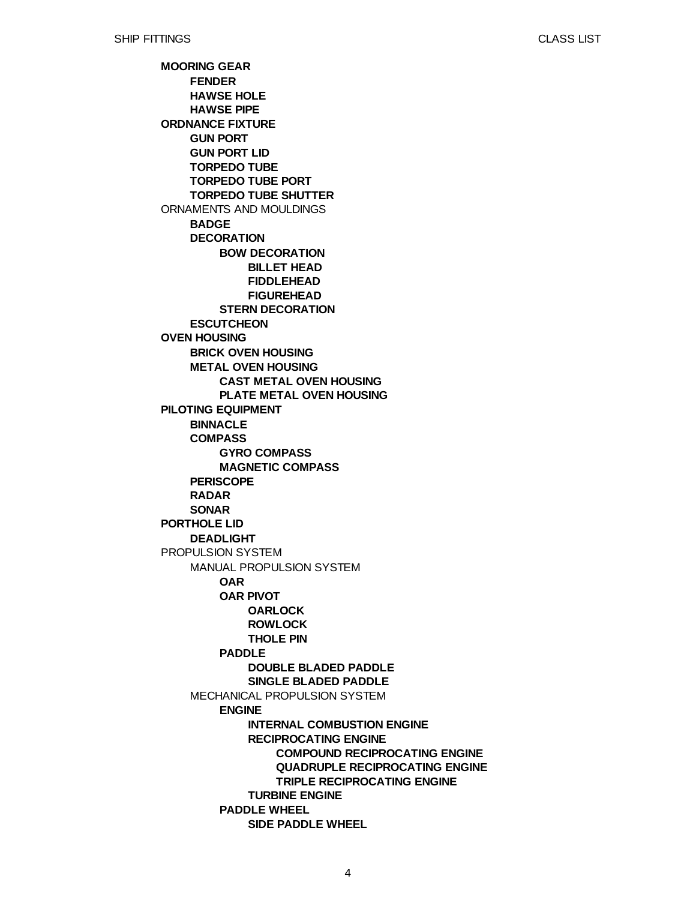**MOORING GEAR**
- **FENDER**
- **HAWSE HOLE**
- **HAWSE PIPE**

**ORDNANCE FIXTURE**
- **GUN PORT**
- **GUN PORT LID**
- **TORPEDO TUBE**
- **TORPEDO TUBE PORT**
- **TORPEDO TUBE SHUTTER**

ORNAMENTS AND MOULDINGS
- **BADGE**
- **DECORATION**
  - **BOW DECORATION**
    - **BILLET HEAD**
    - **FIDDLEHEAD**
    - **FIGUREHEAD**
  - **STERN DECORATION**
- **ESCUTCHEON**

**OVEN HOUSING**
- **BRICK OVEN HOUSING**
- **METAL OVEN HOUSING**
  - **CAST METAL OVEN HOUSING**
  - **PLATE METAL OVEN HOUSING**

**PILOTING EQUIPMENT**
- **BINNACLE**
- **COMPASS**
  - **GYRO COMPASS**
  - **MAGNETIC COMPASS**
- **PERISCOPE**
- **RADAR**
- **SONAR**

**PORTHOLE LID**
- **DEADLIGHT**

PROPULSION SYSTEM
- MANUAL PROPULSION SYSTEM
  - **OAR**
  - **OAR PIVOT**
    - **OARLOCK**
    - **ROWLOCK**
    - **THOLE PIN**
  - **PADDLE**
    - **DOUBLE BLADED PADDLE**
    - **SINGLE BLADED PADDLE**
- MECHANICAL PROPULSION SYSTEM
  - **ENGINE**
    - **INTERNAL COMBUSTION ENGINE**
    - **RECIPROCATING ENGINE**
      - **COMPOUND RECIPROCATING ENGINE**
      - **QUADRUPLE RECIPROCATING ENGINE**
      - **TRIPLE RECIPROCATING ENGINE**
    - **TURBINE ENGINE**
  - **PADDLE WHEEL**
    - **SIDE PADDLE WHEEL**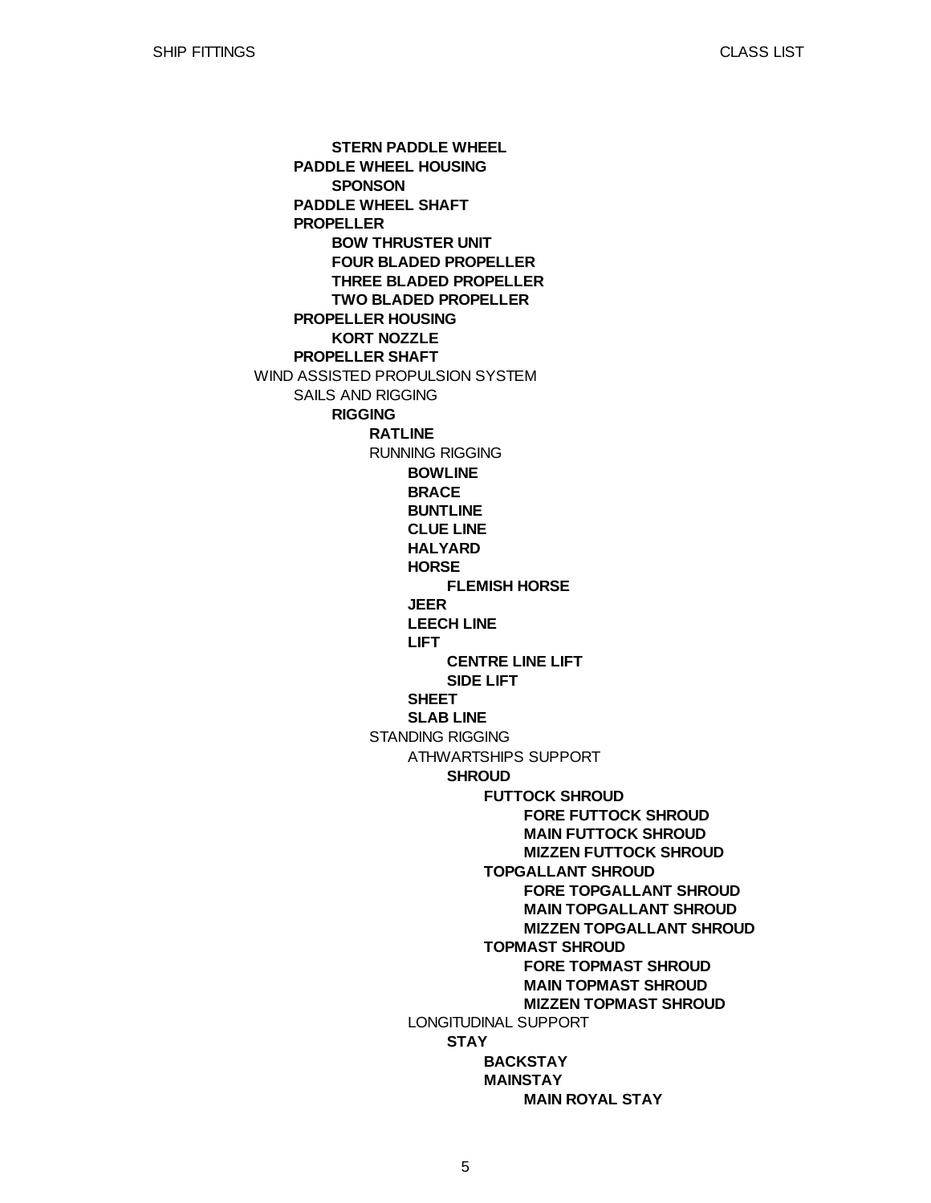- **STERN PADDLE WHEEL**
- **PADDLE WHEEL HOUSING**
  - **SPONSON**
- **PADDLE WHEEL SHAFT**
- **PROPELLER**
  - **BOW THRUSTER UNIT**
  - **FOUR BLADED PROPELLER**
  - **THREE BLADED PROPELLER**
  - **TWO BLADED PROPELLER**
- **PROPELLER HOUSING**
  - **KORT NOZZLE**
- **PROPELLER SHAFT**

WIND ASSISTED PROPULSION SYSTEM
- SAILS AND RIGGING
  - **RIGGING**
    - **RATLINE**
    - RUNNING RIGGING
      - **BOWLINE**
      - **BRACE**
      - **BUNTLINE**
      - **CLUE LINE**
      - **HALYARD**
      - **HORSE**
        - **FLEMISH HORSE**
      - **JEER**
      - **LEECH LINE**
      - **LIFT**
        - **CENTRE LINE LIFT**
        - **SIDE LIFT**
      - **SHEET**
      - **SLAB LINE**
    - STANDING RIGGING
      - ATHWARTSHIPS SUPPORT
        - **SHROUD**
          - **FUTTOCK SHROUD**
            - **FORE FUTTOCK SHROUD**
            - **MAIN FUTTOCK SHROUD**
            - **MIZZEN FUTTOCK SHROUD**
          - **TOPGALLANT SHROUD**
            - **FORE TOPGALLANT SHROUD**
            - **MAIN TOPGALLANT SHROUD**
            - **MIZZEN TOPGALLANT SHROUD**
          - **TOPMAST SHROUD**
            - **FORE TOPMAST SHROUD**
            - **MAIN TOPMAST SHROUD**
            - **MIZZEN TOPMAST SHROUD**
      - LONGITUDINAL SUPPORT
        - **STAY**
          - **BACKSTAY**
          - **MAINSTAY**
            - **MAIN ROYAL STAY**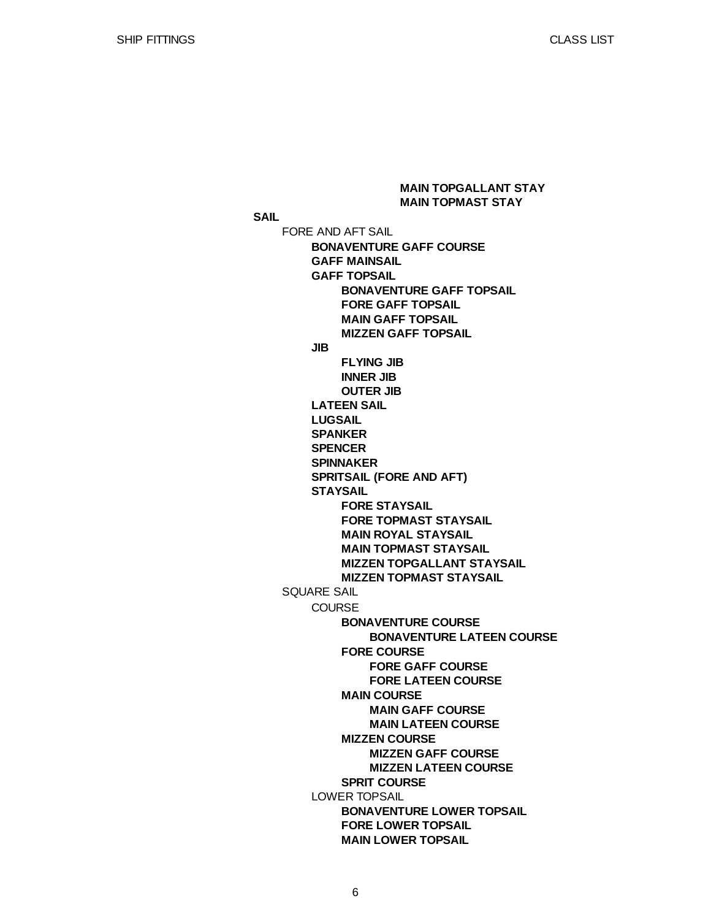- **MAIN TOPGALLANT STAY**
- **MAIN TOPMAST STAY**

**SAIL**

- FORE AND AFT SAIL
  - **BONAVENTURE GAFF COURSE**
  - **GAFF MAINSAIL**
  - **GAFF TOPSAIL**
    - **BONAVENTURE GAFF TOPSAIL**
    - **FORE GAFF TOPSAIL**
    - **MAIN GAFF TOPSAIL**
    - **MIZZEN GAFF TOPSAIL**
  - **JIB**
    - **FLYING JIB**
    - **INNER JIB**
    - **OUTER JIB**
  - **LATEEN SAIL**
  - **LUGSAIL**
  - **SPANKER**
  - **SPENCER**
  - **SPINNAKER**
  - **SPRITSAIL (FORE AND AFT)**
  - **STAYSAIL**
    - **FORE STAYSAIL**
    - **FORE TOPMAST STAYSAIL**
    - **MAIN ROYAL STAYSAIL**
    - **MAIN TOPMAST STAYSAIL**
    - **MIZZEN TOPGALLANT STAYSAIL**
    - **MIZZEN TOPMAST STAYSAIL**
- SQUARE SAIL
  - COURSE
    - **BONAVENTURE COURSE**
      - **BONAVENTURE LATEEN COURSE**
    - **FORE COURSE**
      - **FORE GAFF COURSE**
      - **FORE LATEEN COURSE**
    - **MAIN COURSE**
      - **MAIN GAFF COURSE**
      - **MAIN LATEEN COURSE**
    - **MIZZEN COURSE**
      - **MIZZEN GAFF COURSE**
      - **MIZZEN LATEEN COURSE**
    - **SPRIT COURSE**
  - LOWER TOPSAIL
    - **BONAVENTURE LOWER TOPSAIL**
    - **FORE LOWER TOPSAIL**
    - **MAIN LOWER TOPSAIL**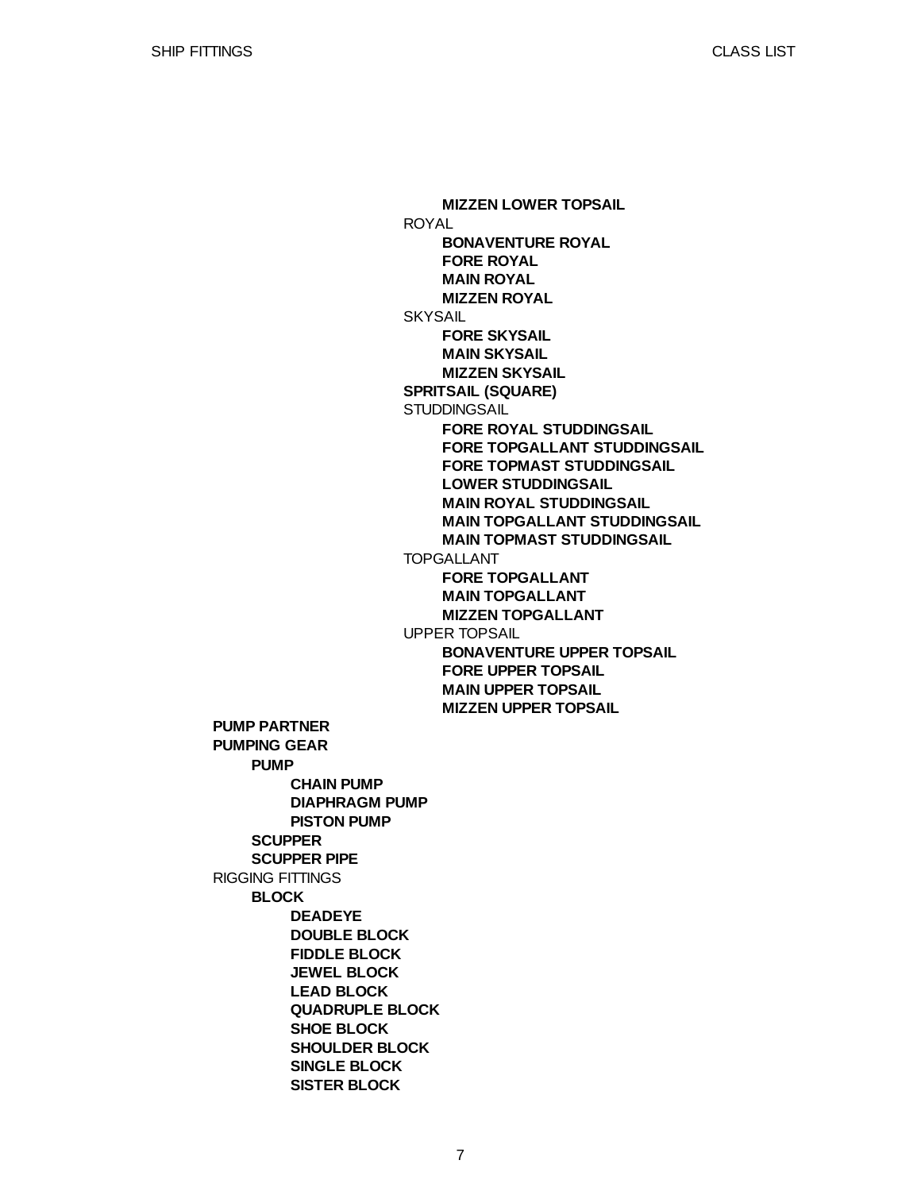- **MIZZEN LOWER TOPSAIL**
- ROYAL
  - **BONAVENTURE ROYAL**
  - **FORE ROYAL**
  - **MAIN ROYAL**
  - **MIZZEN ROYAL**
- SKYSAIL
  - **FORE SKYSAIL**
  - **MAIN SKYSAIL**
  - **MIZZEN SKYSAIL**
- **SPRITSAIL (SQUARE)**
- STUDDINGSAIL
  - **FORE ROYAL STUDDINGSAIL**
  - **FORE TOPGALLANT STUDDINGSAIL**
  - **FORE TOPMAST STUDDINGSAIL**
  - **LOWER STUDDINGSAIL**
  - **MAIN ROYAL STUDDINGSAIL**
  - **MAIN TOPGALLANT STUDDINGSAIL**
  - **MAIN TOPMAST STUDDINGSAIL**
- TOPGALLANT
  - **FORE TOPGALLANT**
  - **MAIN TOPGALLANT**
  - **MIZZEN TOPGALLANT**
- UPPER TOPSAIL
  - **BONAVENTURE UPPER TOPSAIL**
  - **FORE UPPER TOPSAIL**
  - **MAIN UPPER TOPSAIL**
  - **MIZZEN UPPER TOPSAIL**

- **PUMP PARTNER**
- **PUMPING GEAR**
  - **PUMP**
    - **CHAIN PUMP**
    - **DIAPHRAGM PUMP**
    - **PISTON PUMP**
  - **SCUPPER**
  - **SCUPPER PIPE**
- RIGGING FITTINGS
  - **BLOCK**
    - **DEADEYE**
    - **DOUBLE BLOCK**
    - **FIDDLE BLOCK**
    - **JEWEL BLOCK**
    - **LEAD BLOCK**
    - **QUADRUPLE BLOCK**
    - **SHOE BLOCK**
    - **SHOULDER BLOCK**
    - **SINGLE BLOCK**
    - **SISTER BLOCK**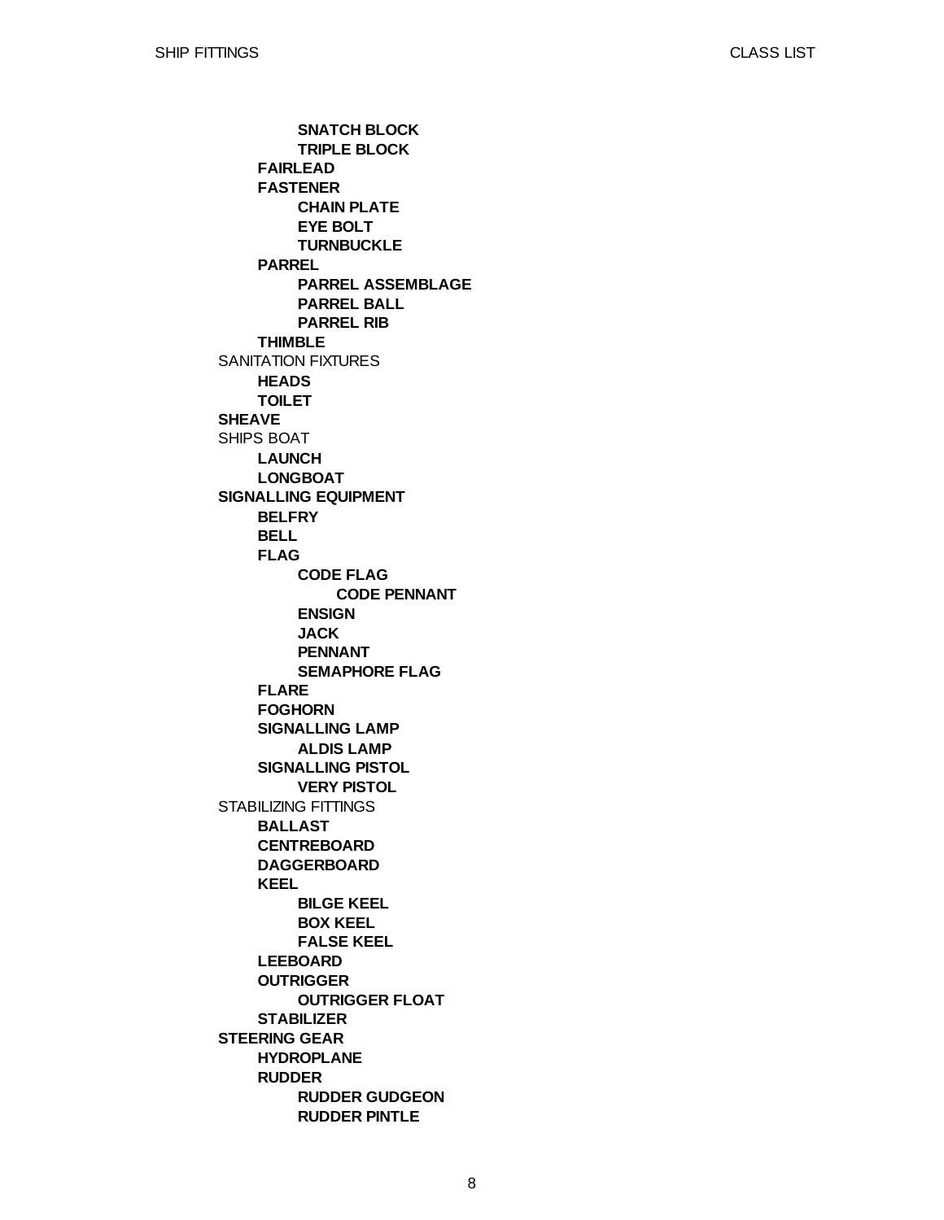- **SNATCH BLOCK**
- **TRIPLE BLOCK**

- **FAIRLEAD**
- **FASTENER**
  - **CHAIN PLATE**
  - **EYE BOLT**
  - **TURNBUCKLE**
- **PARREL**
  - **PARREL ASSEMBLAGE**
  - **PARREL BALL**
  - **PARREL RIB**
- **THIMBLE**

SANITATION FIXTURES
- **HEADS**
- **TOILET**

**SHEAVE**

SHIPS BOAT
- **LAUNCH**
- **LONGBOAT**

**SIGNALLING EQUIPMENT**
- **BELFRY**
- **BELL**
- **FLAG**
  - **CODE FLAG**
    - **CODE PENNANT**
  - **ENSIGN**
  - **JACK**
  - **PENNANT**
  - **SEMAPHORE FLAG**
- **FLARE**
- **FOGHORN**
- **SIGNALLING LAMP**
  - **ALDIS LAMP**
- **SIGNALLING PISTOL**
  - **VERY PISTOL**

STABILIZING FITTINGS
- **BALLAST**
- **CENTREBOARD**
- **DAGGERBOARD**
- **KEEL**
  - **BILGE KEEL**
  - **BOX KEEL**
  - **FALSE KEEL**
- **LEEBOARD**
- **OUTRIGGER**
  - **OUTRIGGER FLOAT**
- **STABILIZER**

**STEERING GEAR**
- **HYDROPLANE**
- **RUDDER**
  - **RUDDER GUDGEON**
  - **RUDDER PINTLE**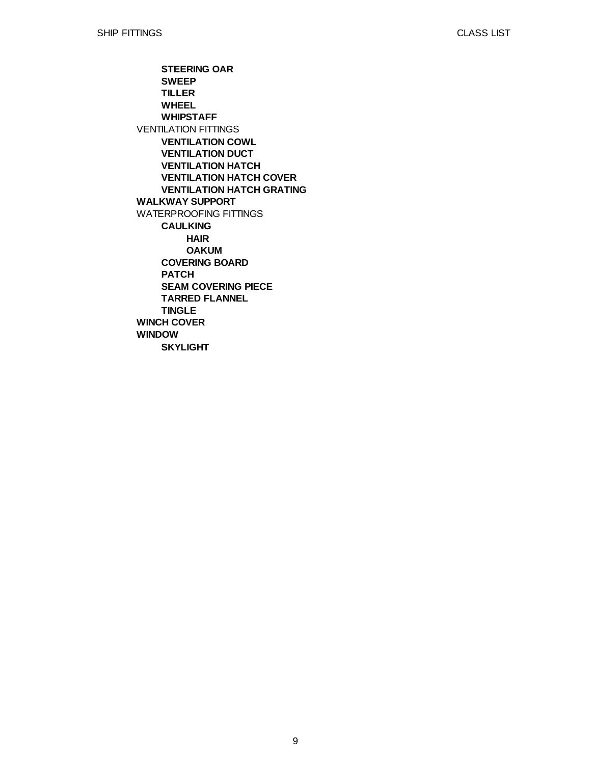- **STEERING OAR**
- **SWEEP**
- **TILLER**
- **WHEEL**
- **WHIPSTAFF**

VENTILATION FITTINGS

- **VENTILATION COWL**
- **VENTILATION DUCT**
- **VENTILATION HATCH**
- **VENTILATION HATCH COVER**
- **VENTILATION HATCH GRATING**

**WALKWAY SUPPORT**

WATERPROOFING FITTINGS

- **CAULKING**
  - **HAIR**
  - **OAKUM**
- **COVERING BOARD**
- **PATCH**
- **SEAM COVERING PIECE**
- **TARRED FLANNEL**
- **TINGLE**

**WINCH COVER**

**WINDOW**

- **SKYLIGHT**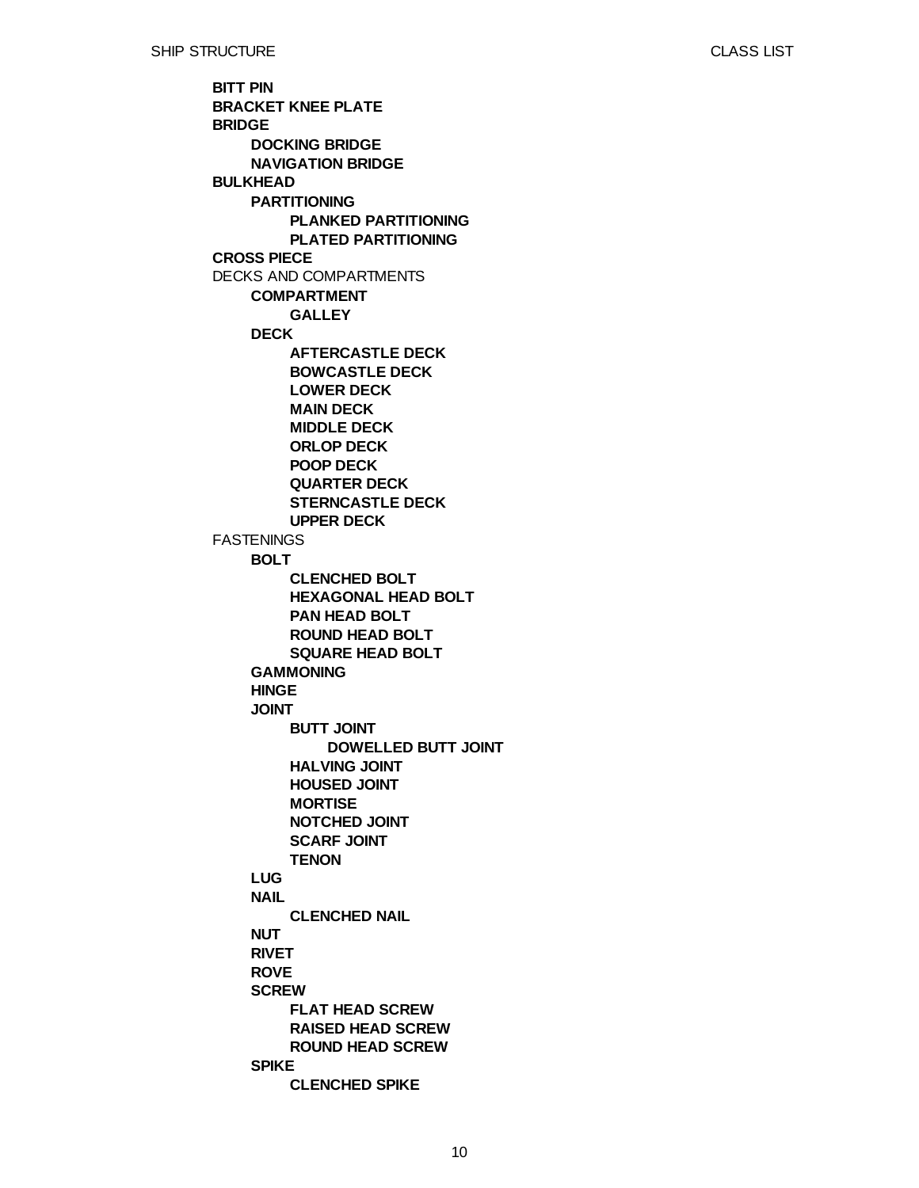- **BITT PIN**
- **BRACKET KNEE PLATE**
- **BRIDGE**
  - **DOCKING BRIDGE**
  - **NAVIGATION BRIDGE**
- **BULKHEAD**
  - **PARTITIONING**
    - **PLANKED PARTITIONING**
    - **PLATED PARTITIONING**
- **CROSS PIECE**
- DECKS AND COMPARTMENTS
  - **COMPARTMENT**
    - **GALLEY**
  - **DECK**
    - **AFTERCASTLE DECK**
    - **BOWCASTLE DECK**
    - **LOWER DECK**
    - **MAIN DECK**
    - **MIDDLE DECK**
    - **ORLOP DECK**
    - **POOP DECK**
    - **QUARTER DECK**
    - **STERNCASTLE DECK**
    - **UPPER DECK**
- FASTENINGS
  - **BOLT**
    - **CLENCHED BOLT**
    - **HEXAGONAL HEAD BOLT**
    - **PAN HEAD BOLT**
    - **ROUND HEAD BOLT**
    - **SQUARE HEAD BOLT**
  - **GAMMONING**
  - **HINGE**
  - **JOINT**
    - **BUTT JOINT**
      - **DOWELLED BUTT JOINT**
    - **HALVING JOINT**
    - **HOUSED JOINT**
    - **MORTISE**
    - **NOTCHED JOINT**
    - **SCARF JOINT**
    - **TENON**
  - **LUG**
  - **NAIL**
    - **CLENCHED NAIL**
  - **NUT**
  - **RIVET**
  - **ROVE**
  - **SCREW**
    - **FLAT HEAD SCREW**
    - **RAISED HEAD SCREW**
    - **ROUND HEAD SCREW**
  - **SPIKE**
    - **CLENCHED SPIKE**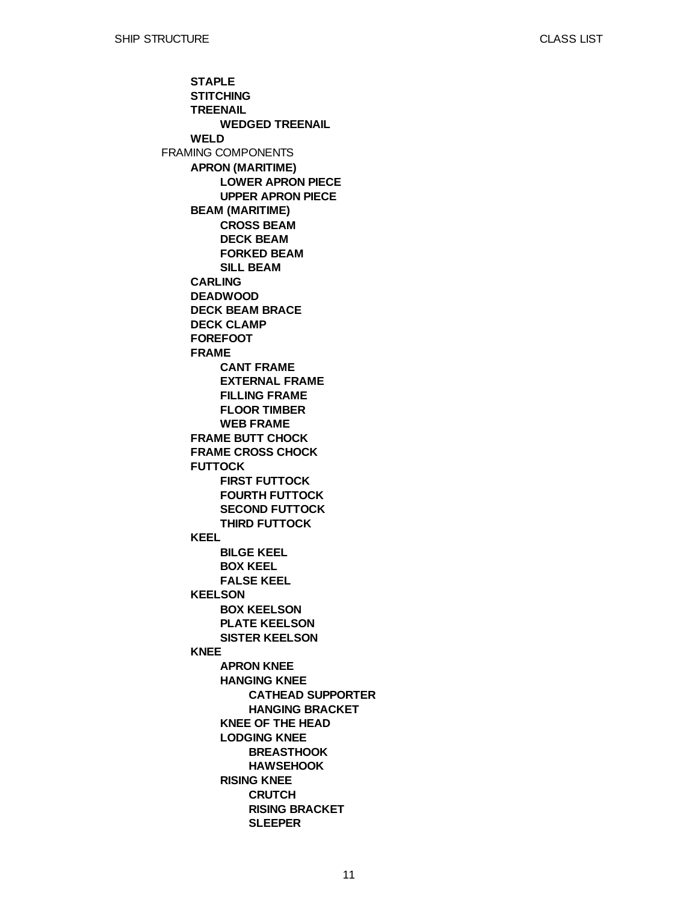- **STAPLE**
- **STITCHING**
- **TREENAIL**
  - **WEDGED TREENAIL**
- **WELD**

FRAMING COMPONENTS

- **APRON (MARITIME)**
  - **LOWER APRON PIECE**
  - **UPPER APRON PIECE**
- **BEAM (MARITIME)**
  - **CROSS BEAM**
  - **DECK BEAM**
  - **FORKED BEAM**
  - **SILL BEAM**
- **CARLING**
- **DEADWOOD**
- **DECK BEAM BRACE**
- **DECK CLAMP**
- **FOREFOOT**
- **FRAME**
  - **CANT FRAME**
  - **EXTERNAL FRAME**
  - **FILLING FRAME**
  - **FLOOR TIMBER**
  - **WEB FRAME**
- **FRAME BUTT CHOCK**
- **FRAME CROSS CHOCK**
- **FUTTOCK**
  - **FIRST FUTTOCK**
  - **FOURTH FUTTOCK**
  - **SECOND FUTTOCK**
  - **THIRD FUTTOCK**
- **KEEL**
  - **BILGE KEEL**
  - **BOX KEEL**
  - **FALSE KEEL**
- **KEELSON**
  - **BOX KEELSON**
  - **PLATE KEELSON**
  - **SISTER KEELSON**
- **KNEE**
  - **APRON KNEE**
  - **HANGING KNEE**
    - **CATHEAD SUPPORTER**
    - **HANGING BRACKET**
  - **KNEE OF THE HEAD**
  - **LODGING KNEE**
    - **BREASTHOOK**
    - **HAWSEHOOK**
  - **RISING KNEE**
    - **CRUTCH**
    - **RISING BRACKET**
    - **SLEEPER**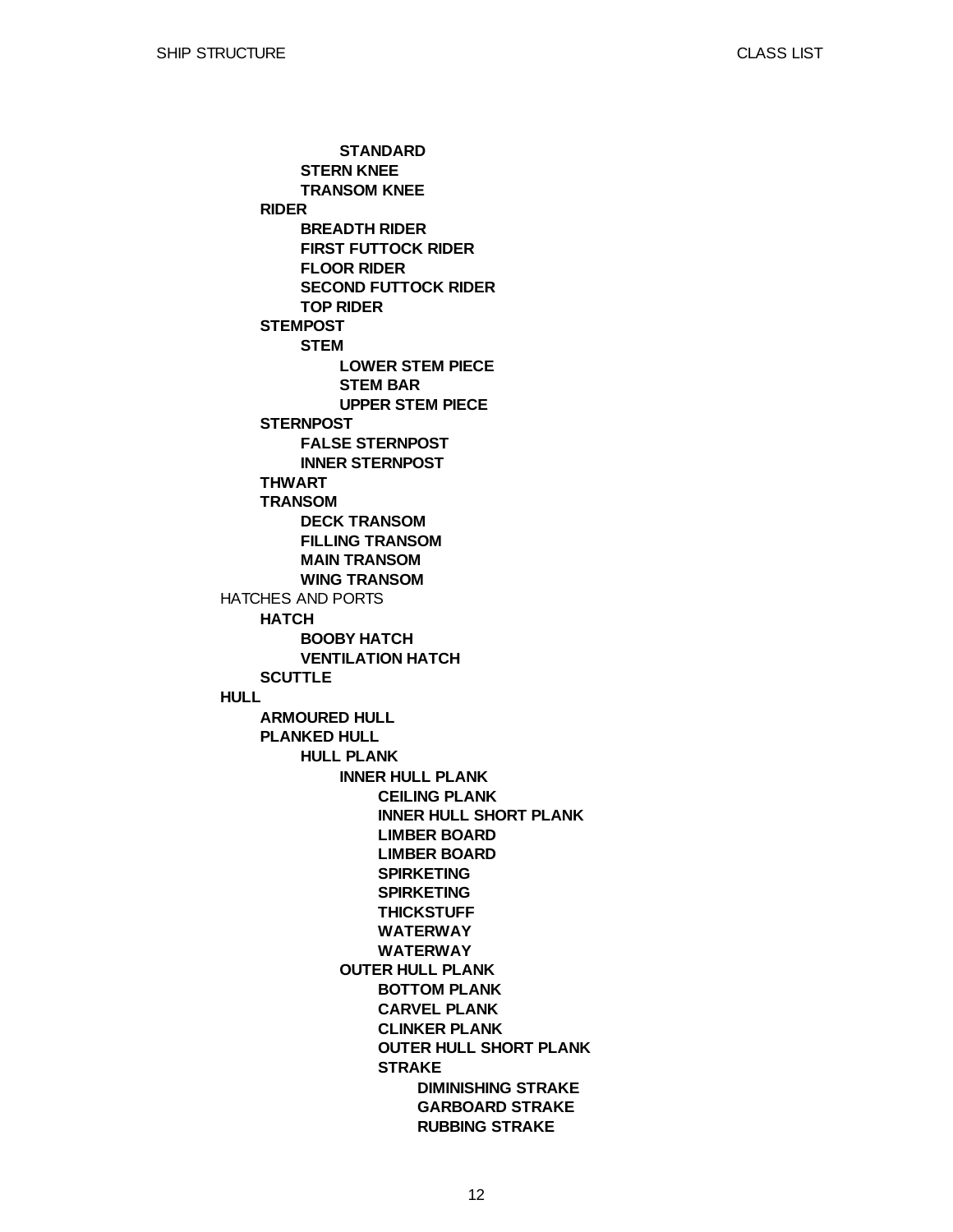- **STANDARD**
- **STERN KNEE**
- **TRANSOM KNEE**
- **RIDER**
  - **BREADTH RIDER**
  - **FIRST FUTTOCK RIDER**
  - **FLOOR RIDER**
  - **SECOND FUTTOCK RIDER**
  - **TOP RIDER**
- **STEMPOST**
  - **STEM**
    - **LOWER STEM PIECE**
    - **STEM BAR**
    - **UPPER STEM PIECE**
- **STERNPOST**
  - **FALSE STERNPOST**
  - **INNER STERNPOST**
- **THWART**
- **TRANSOM**
  - **DECK TRANSOM**
  - **FILLING TRANSOM**
  - **MAIN TRANSOM**
  - **WING TRANSOM**

HATCHES AND PORTS

- **HATCH**
  - **BOOBY HATCH**
  - **VENTILATION HATCH**
- **SCUTTLE**

**HULL**

- **ARMOURED HULL**
- **PLANKED HULL**
  - **HULL PLANK**
    - **INNER HULL PLANK**
      - **CEILING PLANK**
      - **INNER HULL SHORT PLANK**
      - **LIMBER BOARD**
      - **LIMBER BOARD**
      - **SPIRKETING**
      - **SPIRKETING**
      - **THICKSTUFF**
      - **WATERWAY**
      - **WATERWAY**
    - **OUTER HULL PLANK**
      - **BOTTOM PLANK**
      - **CARVEL PLANK**
      - **CLINKER PLANK**
      - **OUTER HULL SHORT PLANK**
      - **STRAKE**
        - **DIMINISHING STRAKE**
        - **GARBOARD STRAKE**
        - **RUBBING STRAKE**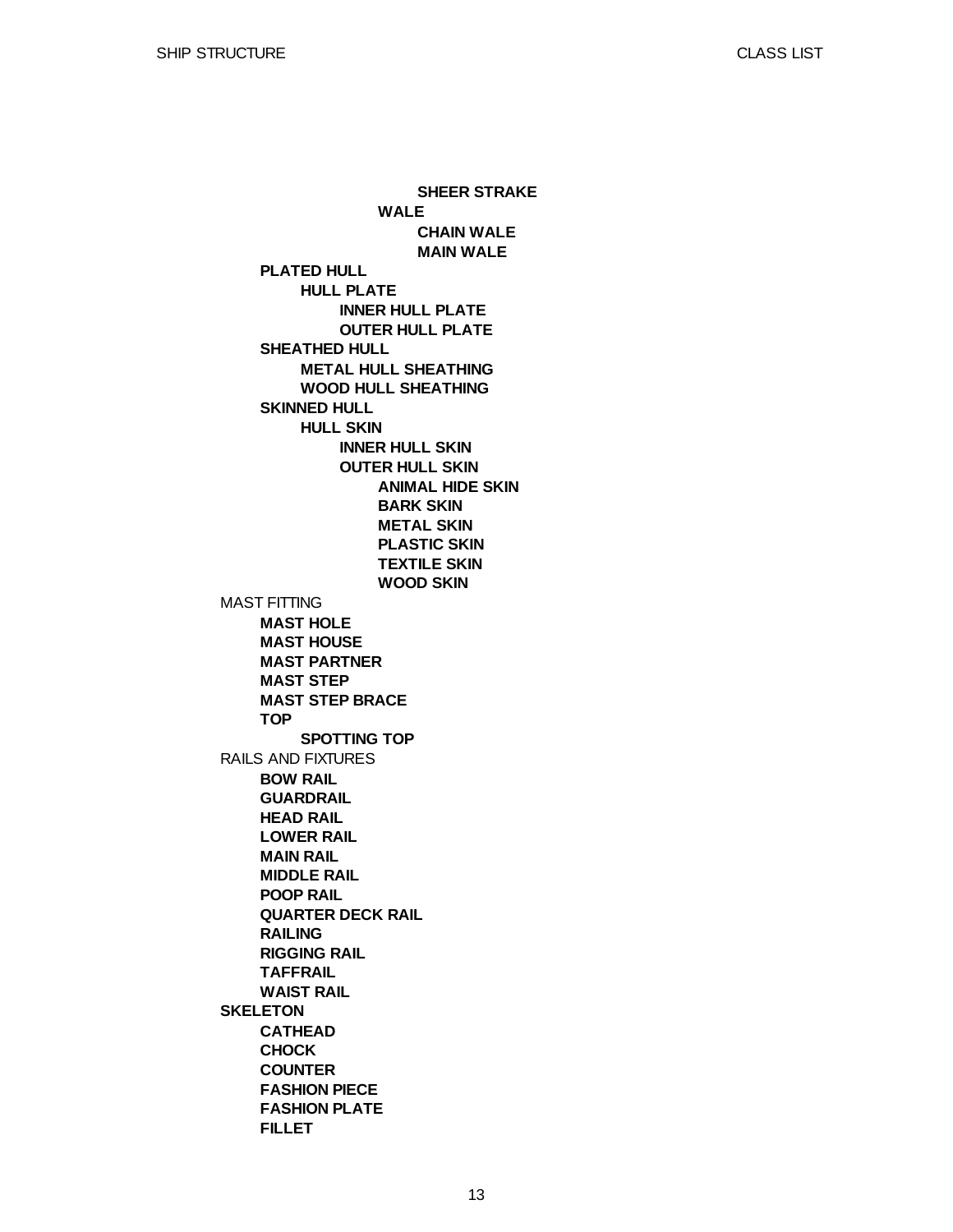- **SHEER STRAKE**
- **WALE**
  - **CHAIN WALE**
  - **MAIN WALE**
- **PLATED HULL**
  - **HULL PLATE**
    - **INNER HULL PLATE**
    - **OUTER HULL PLATE**
- **SHEATHED HULL**
  - **METAL HULL SHEATHING**
  - **WOOD HULL SHEATHING**
- **SKINNED HULL**
  - **HULL SKIN**
    - **INNER HULL SKIN**
    - **OUTER HULL SKIN**
      - **ANIMAL HIDE SKIN**
      - **BARK SKIN**
      - **METAL SKIN**
      - **PLASTIC SKIN**
      - **TEXTILE SKIN**
      - **WOOD SKIN**

MAST FITTING
- **MAST HOLE**
- **MAST HOUSE**
- **MAST PARTNER**
- **MAST STEP**
- **MAST STEP BRACE**
- **TOP**
  - **SPOTTING TOP**

RAILS AND FIXTURES
- **BOW RAIL**
- **GUARDRAIL**
- **HEAD RAIL**
- **LOWER RAIL**
- **MAIN RAIL**
- **MIDDLE RAIL**
- **POOP RAIL**
- **QUARTER DECK RAIL**
- **RAILING**
- **RIGGING RAIL**
- **TAFFRAIL**
- **WAIST RAIL**

**SKELETON**
- **CATHEAD**
- **CHOCK**
- **COUNTER**
- **FASHION PIECE**
- **FASHION PLATE**
- **FILLET**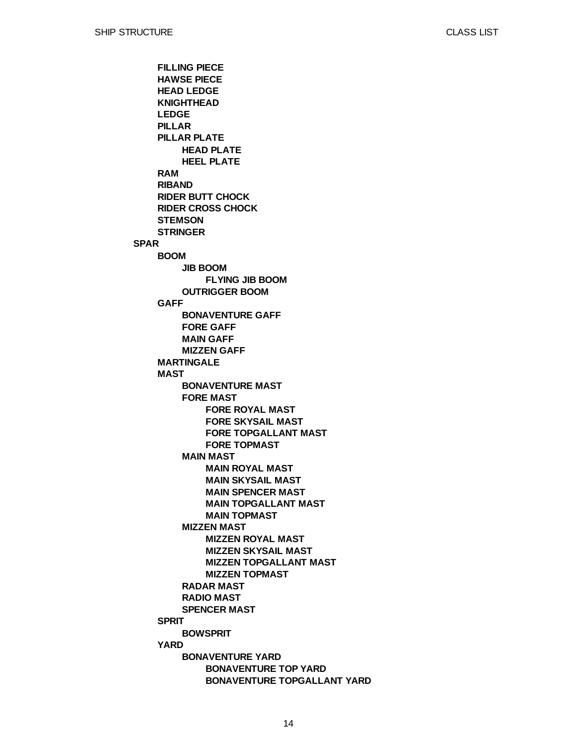- FILLING PIECE
- HAWSE PIECE
- HEAD LEDGE
- KNIGHTHEAD
- LEDGE
- PILLAR
- PILLAR PLATE
  - HEAD PLATE
  - HEEL PLATE
- RAM
- RIBAND
- RIDER BUTT CHOCK
- RIDER CROSS CHOCK
- STEMSON
- STRINGER

**SPAR**

- **BOOM**
  - **JIB BOOM**
    - **FLYING JIB BOOM**
  - **OUTRIGGER BOOM**
- **GAFF**
  - **BONAVENTURE GAFF**
  - **FORE GAFF**
  - **MAIN GAFF**
  - **MIZZEN GAFF**
- **MARTINGALE**
- **MAST**
  - **BONAVENTURE MAST**
  - **FORE MAST**
    - **FORE ROYAL MAST**
    - **FORE SKYSAIL MAST**
    - **FORE TOPGALLANT MAST**
    - **FORE TOPMAST**
  - **MAIN MAST**
    - **MAIN ROYAL MAST**
    - **MAIN SKYSAIL MAST**
    - **MAIN SPENCER MAST**
    - **MAIN TOPGALLANT MAST**
    - **MAIN TOPMAST**
  - **MIZZEN MAST**
    - **MIZZEN ROYAL MAST**
    - **MIZZEN SKYSAIL MAST**
    - **MIZZEN TOPGALLANT MAST**
    - **MIZZEN TOPMAST**
  - **RADAR MAST**
  - **RADIO MAST**
  - **SPENCER MAST**
- **SPRIT**
  - **BOWSPRIT**
- **YARD**
  - **BONAVENTURE YARD**
    - **BONAVENTURE TOP YARD**
    - **BONAVENTURE TOPGALLANT YARD**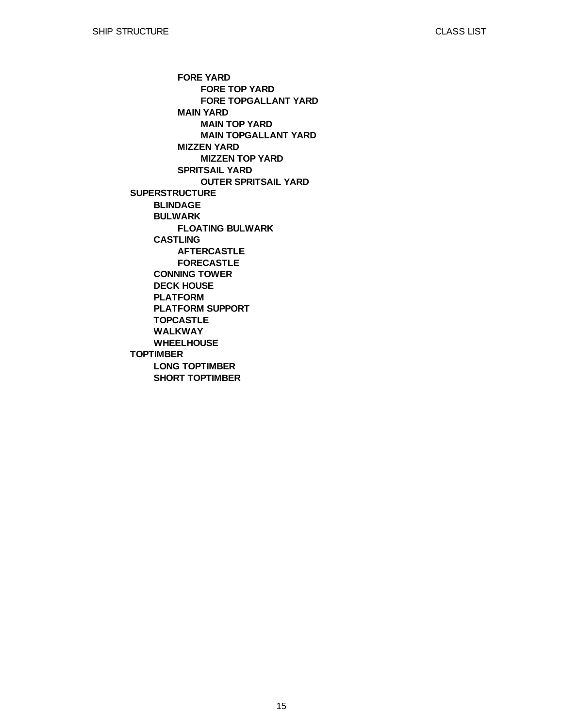- **FORE YARD**
  - **FORE TOP YARD**
  - **FORE TOPGALLANT YARD**
- **MAIN YARD**
  - **MAIN TOP YARD**
  - **MAIN TOPGALLANT YARD**
- **MIZZEN YARD**
  - **MIZZEN TOP YARD**
- **SPRITSAIL YARD**
  - **OUTER SPRITSAIL YARD**

**SUPERSTRUCTURE**

- **BLINDAGE**
- **BULWARK**
  - **FLOATING BULWARK**
- **CASTLING**
  - **AFTERCASTLE**
  - **FORECASTLE**
- **CONNING TOWER**
- **DECK HOUSE**
- **PLATFORM**
- **PLATFORM SUPPORT**
- **TOPCASTLE**
- **WALKWAY**
- **WHEELHOUSE**

**TOPTIMBER**

- **LONG TOPTIMBER**
- **SHORT TOPTIMBER**